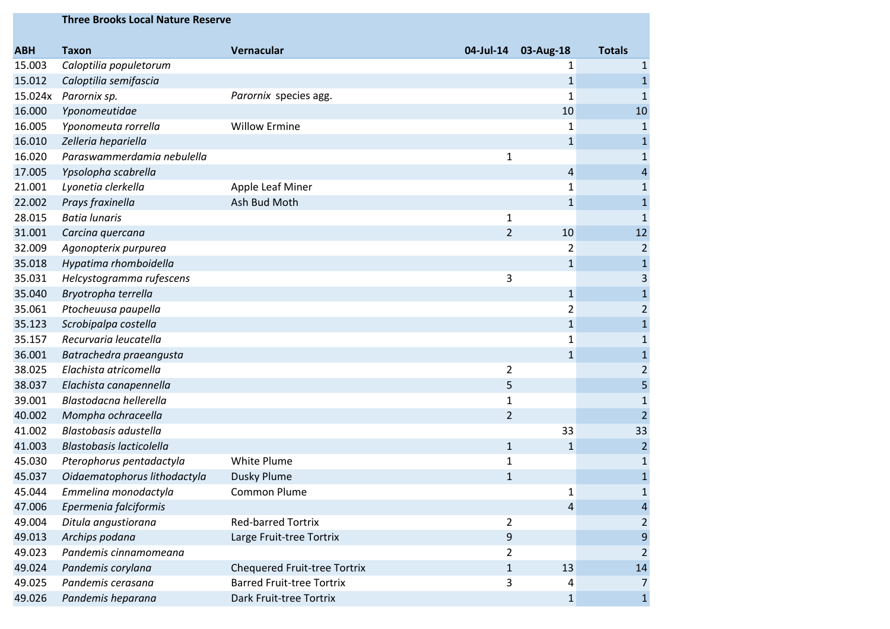**Three Brooks Local Nature Reserve**

| ABH | Taxon | Vernacular | 04-Jul-14 | 03-Aug-18 | Totals |
|---|---|---|---|---|---|
| 15.003 | *Caloptilia populetorum* | | | 1 | 1 |
| 15.012 | *Caloptilia semifascia* | | | 1 | 1 |
| 15.024x | *Parornix sp.* | *Parornix* species agg. | | 1 | 1 |
| 16.000 | *Yponomeutidae* | | | 10 | 10 |
| 16.005 | *Yponomeuta rorrella* | Willow Ermine | | 1 | 1 |
| 16.010 | *Zelleria hepariella* | | | 1 | 1 |
| 16.020 | *Paraswammerdamia nebulella* | | 1 | | 1 |
| 17.005 | *Ypsolopha scabrella* | | | 4 | 4 |
| 21.001 | *Lyonetia clerkella* | Apple Leaf Miner | | 1 | 1 |
| 22.002 | *Prays fraxinella* | Ash Bud Moth | | 1 | 1 |
| 28.015 | *Batia lunaris* | | 1 | | 1 |
| 31.001 | *Carcina quercana* | | 2 | 10 | 12 |
| 32.009 | *Agonopterix purpurea* | | | 2 | 2 |
| 35.018 | *Hypatima rhomboidella* | | | 1 | 1 |
| 35.031 | *Helcystogramma rufescens* | | 3 | | 3 |
| 35.040 | *Bryotropha terrella* | | | 1 | 1 |
| 35.061 | *Ptocheuusa paupella* | | | 2 | 2 |
| 35.123 | *Scrobipalpa costella* | | | 1 | 1 |
| 35.157 | *Recurvaria leucatella* | | | 1 | 1 |
| 36.001 | *Batrachedra praeangusta* | | | 1 | 1 |
| 38.025 | *Elachista atricomella* | | 2 | | 2 |
| 38.037 | *Elachista canapennella* | | 5 | | 5 |
| 39.001 | *Blastodacna hellerella* | | 1 | | 1 |
| 40.002 | *Mompha ochraceella* | | 2 | | 2 |
| 41.002 | *Blastobasis adustella* | | | 33 | 33 |
| 41.003 | *Blastobasis lacticolella* | | 1 | 1 | 2 |
| 45.030 | *Pterophorus pentadactyla* | White Plume | 1 | | 1 |
| 45.037 | *Oidaematophorus lithodactyla* | Dusky Plume | 1 | | 1 |
| 45.044 | *Emmelina monodactyla* | Common Plume | | 1 | 1 |
| 47.006 | *Epermenia falciformis* | | | 4 | 4 |
| 49.004 | *Ditula angustiorana* | Red-barred Tortrix | 2 | | 2 |
| 49.013 | *Archips podana* | Large Fruit-tree Tortrix | 9 | | 9 |
| 49.023 | *Pandemis cinnamomeana* | | 2 | | 2 |
| 49.024 | *Pandemis corylana* | Chequered Fruit-tree Tortrix | 1 | 13 | 14 |
| 49.025 | *Pandemis cerasana* | Barred Fruit-tree Tortrix | 3 | 4 | 7 |
| 49.026 | *Pandemis heparana* | Dark Fruit-tree Tortrix | | 1 | 1 |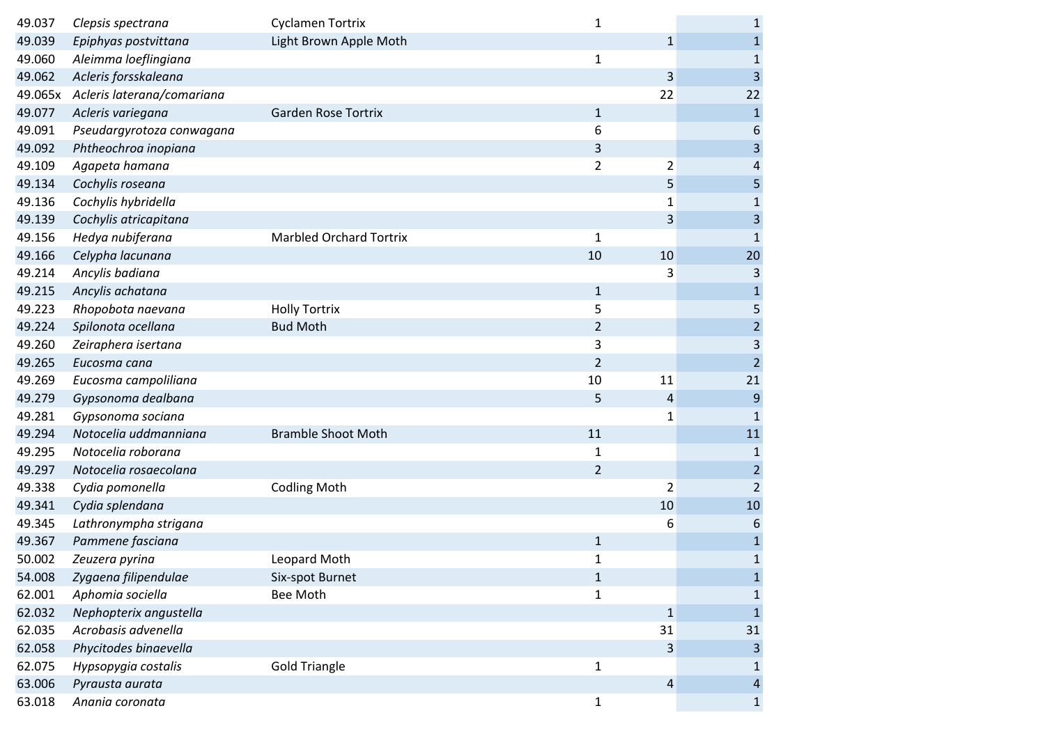| | | | | | |
|---|---|---|---|---|---|
| 49.037 | *Clepsis spectrana* | Cyclamen Tortrix | 1 | | 1 |
| 49.039 | *Epiphyas postvittana* | Light Brown Apple Moth | | 1 | 1 |
| 49.060 | *Aleimma loeflingiana* | | 1 | | 1 |
| 49.062 | *Acleris forsskaleana* | | | 3 | 3 |
| 49.065x | *Acleris laterana/comariana* | | | 22 | 22 |
| 49.077 | *Acleris variegana* | Garden Rose Tortrix | 1 | | 1 |
| 49.091 | *Pseudargyrotoza conwagana* | | 6 | | 6 |
| 49.092 | *Phtheochroa inopiana* | | 3 | | 3 |
| 49.109 | *Agapeta hamana* | | 2 | 2 | 4 |
| 49.134 | *Cochylis roseana* | | | 5 | 5 |
| 49.136 | *Cochylis hybridella* | | | 1 | 1 |
| 49.139 | *Cochylis atricapitana* | | | 3 | 3 |
| 49.156 | *Hedya nubiferana* | Marbled Orchard Tortrix | 1 | | 1 |
| 49.166 | *Celypha lacunana* | | 10 | 10 | 20 |
| 49.214 | *Ancylis badiana* | | | 3 | 3 |
| 49.215 | *Ancylis achatana* | | 1 | | 1 |
| 49.223 | *Rhopobota naevana* | Holly Tortrix | 5 | | 5 |
| 49.224 | *Spilonota ocellana* | Bud Moth | 2 | | 2 |
| 49.260 | *Zeiraphera isertana* | | 3 | | 3 |
| 49.265 | *Eucosma cana* | | 2 | | 2 |
| 49.269 | *Eucosma campoliliana* | | 10 | 11 | 21 |
| 49.279 | *Gypsonoma dealbana* | | 5 | 4 | 9 |
| 49.281 | *Gypsonoma sociana* | | | 1 | 1 |
| 49.294 | *Notocelia uddmanniana* | Bramble Shoot Moth | 11 | | 11 |
| 49.295 | *Notocelia roborana* | | 1 | | 1 |
| 49.297 | *Notocelia rosaecolana* | | 2 | | 2 |
| 49.338 | *Cydia pomonella* | Codling Moth | | 2 | 2 |
| 49.341 | *Cydia splendana* | | | 10 | 10 |
| 49.345 | *Lathronympha strigana* | | | 6 | 6 |
| 49.367 | *Pammene fasciana* | | 1 | | 1 |
| 50.002 | *Zeuzera pyrina* | Leopard Moth | 1 | | 1 |
| 54.008 | *Zygaena filipendulae* | Six-spot Burnet | 1 | | 1 |
| 62.001 | *Aphomia sociella* | Bee Moth | 1 | | 1 |
| 62.032 | *Nephopterix angustella* | | | 1 | 1 |
| 62.035 | *Acrobasis advenella* | | | 31 | 31 |
| 62.058 | *Phycitodes binaevella* | | | 3 | 3 |
| 62.075 | *Hypsopygia costalis* | Gold Triangle | 1 | | 1 |
| 63.006 | *Pyrausta aurata* | | | 4 | 4 |
| 63.018 | *Anania coronata* | | 1 | | 1 |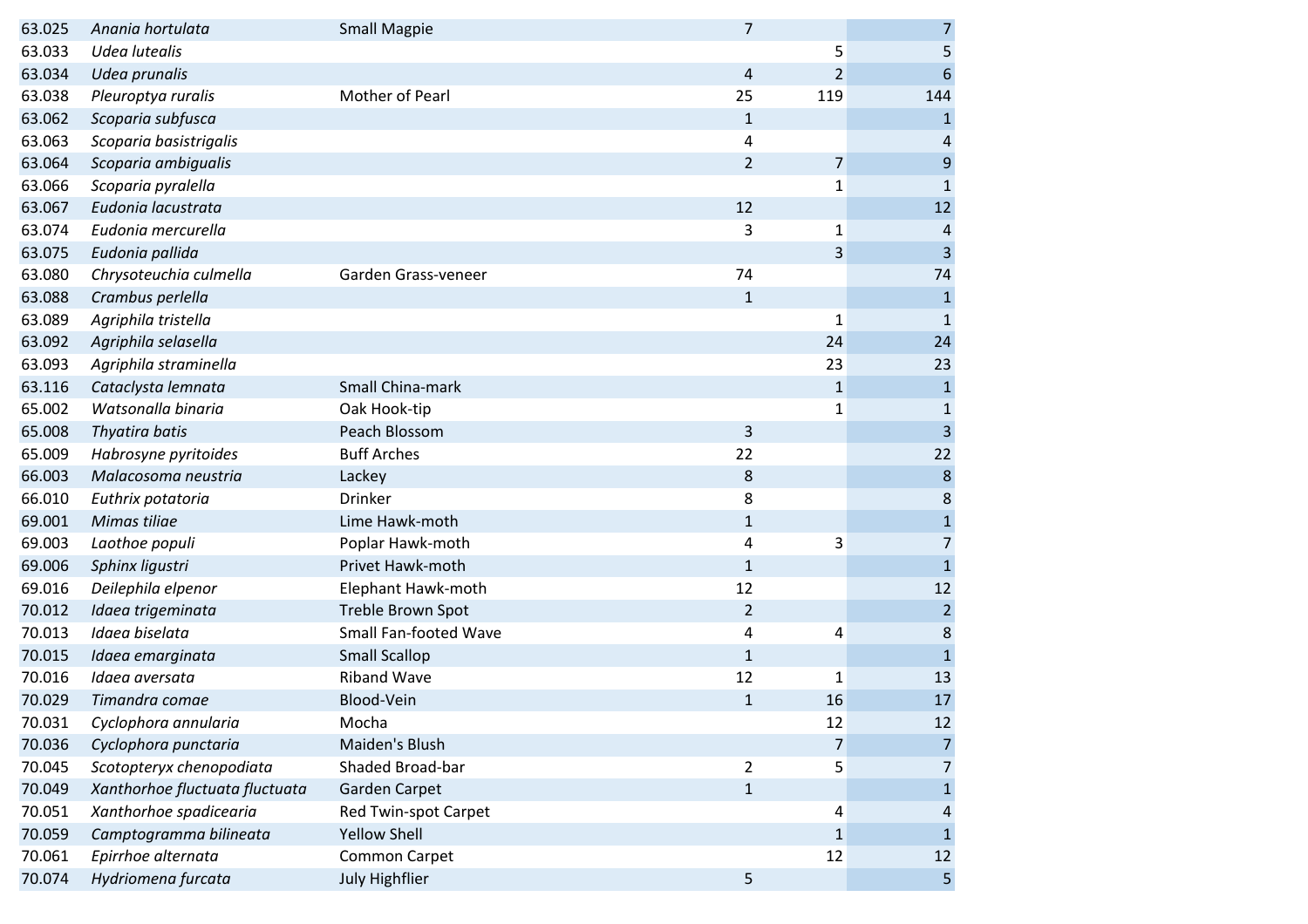| | | | | | |
|---|---|---|---|---|---|
| 63.025 | *Anania hortulata* | Small Magpie | 7 | | 7 |
| 63.033 | *Udea lutealis* | | | 5 | 5 |
| 63.034 | *Udea prunalis* | | 4 | 2 | 6 |
| 63.038 | *Pleuroptya ruralis* | Mother of Pearl | 25 | 119 | 144 |
| 63.062 | *Scoparia subfusca* | | 1 | | 1 |
| 63.063 | *Scoparia basistrigalis* | | 4 | | 4 |
| 63.064 | *Scoparia ambigualis* | | 2 | 7 | 9 |
| 63.066 | *Scoparia pyralella* | | | 1 | 1 |
| 63.067 | *Eudonia lacustrata* | | 12 | | 12 |
| 63.074 | *Eudonia mercurella* | | 3 | 1 | 4 |
| 63.075 | *Eudonia pallida* | | | 3 | 3 |
| 63.080 | *Chrysoteuchia culmella* | Garden Grass-veneer | 74 | | 74 |
| 63.088 | *Crambus perlella* | | 1 | | 1 |
| 63.089 | *Agriphila tristella* | | | 1 | 1 |
| 63.092 | *Agriphila selasella* | | | 24 | 24 |
| 63.093 | *Agriphila straminella* | | | 23 | 23 |
| 63.116 | *Cataclysta lemnata* | Small China-mark | | 1 | 1 |
| 65.002 | *Watsonalla binaria* | Oak Hook-tip | | 1 | 1 |
| 65.008 | *Thyatira batis* | Peach Blossom | 3 | | 3 |
| 65.009 | *Habrosyne pyritoides* | Buff Arches | 22 | | 22 |
| 66.003 | *Malacosoma neustria* | Lackey | 8 | | 8 |
| 66.010 | *Euthrix potatoria* | Drinker | 8 | | 8 |
| 69.001 | *Mimas tiliae* | Lime Hawk-moth | 1 | | 1 |
| 69.003 | *Laothoe populi* | Poplar Hawk-moth | 4 | 3 | 7 |
| 69.006 | *Sphinx ligustri* | Privet Hawk-moth | 1 | | 1 |
| 69.016 | *Deilephila elpenor* | Elephant Hawk-moth | 12 | | 12 |
| 70.012 | *Idaea trigeminata* | Treble Brown Spot | 2 | | 2 |
| 70.013 | *Idaea biselata* | Small Fan-footed Wave | 4 | 4 | 8 |
| 70.015 | *Idaea emarginata* | Small Scallop | 1 | | 1 |
| 70.016 | *Idaea aversata* | Riband Wave | 12 | 1 | 13 |
| 70.029 | *Timandra comae* | Blood-Vein | 1 | 16 | 17 |
| 70.031 | *Cyclophora annularia* | Mocha | | 12 | 12 |
| 70.036 | *Cyclophora punctaria* | Maiden's Blush | | 7 | 7 |
| 70.045 | *Scotopteryx chenopodiata* | Shaded Broad-bar | 2 | 5 | 7 |
| 70.049 | *Xanthorhoe fluctuata fluctuata* | Garden Carpet | 1 | | 1 |
| 70.051 | *Xanthorhoe spadicearia* | Red Twin-spot Carpet | | 4 | 4 |
| 70.059 | *Camptogramma bilineata* | Yellow Shell | | 1 | 1 |
| 70.061 | *Epirrhoe alternata* | Common Carpet | | 12 | 12 |
| 70.074 | *Hydriomena furcata* | July Highflier | 5 | | 5 |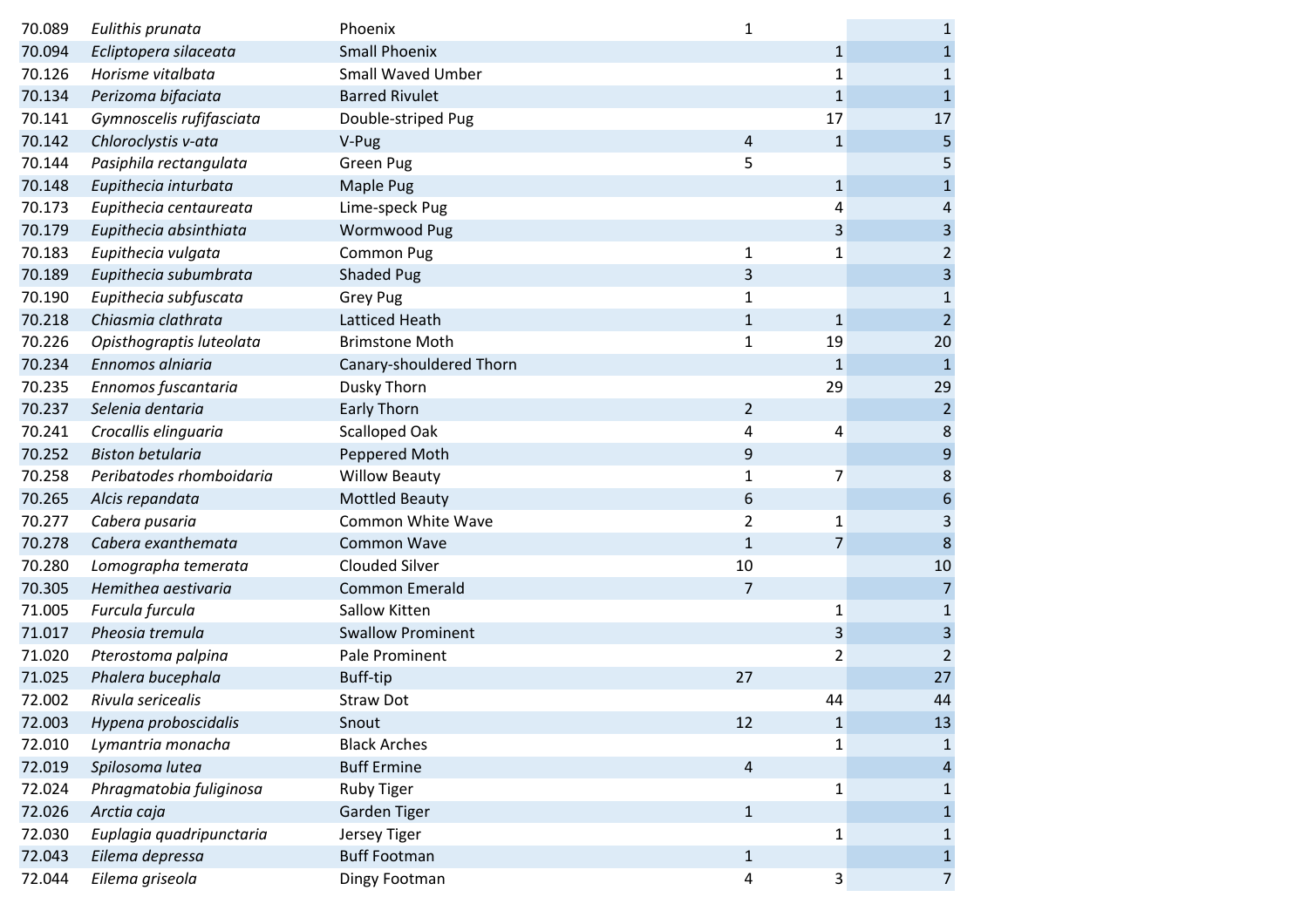| | | | | | |
|---|---|---|---|---|---|
| 70.089 | *Eulithis prunata* | Phoenix | 1 | | 1 |
| 70.094 | *Ecliptopera silaceata* | Small Phoenix | | 1 | 1 |
| 70.126 | *Horisme vitalbata* | Small Waved Umber | | 1 | 1 |
| 70.134 | *Perizoma bifaciata* | Barred Rivulet | | 1 | 1 |
| 70.141 | *Gymnoscelis rufifasciata* | Double-striped Pug | | 17 | 17 |
| 70.142 | *Chloroclystis v-ata* | V-Pug | 4 | 1 | 5 |
| 70.144 | *Pasiphila rectangulata* | Green Pug | 5 | | 5 |
| 70.148 | *Eupithecia inturbata* | Maple Pug | | 1 | 1 |
| 70.173 | *Eupithecia centaureata* | Lime-speck Pug | | 4 | 4 |
| 70.179 | *Eupithecia absinthiata* | Wormwood Pug | | 3 | 3 |
| 70.183 | *Eupithecia vulgata* | Common Pug | 1 | 1 | 2 |
| 70.189 | *Eupithecia subumbrata* | Shaded Pug | 3 | | 3 |
| 70.190 | *Eupithecia subfuscata* | Grey Pug | 1 | | 1 |
| 70.218 | *Chiasmia clathrata* | Latticed Heath | 1 | 1 | 2 |
| 70.226 | *Opisthograptis luteolata* | Brimstone Moth | 1 | 19 | 20 |
| 70.234 | *Ennomos alniaria* | Canary-shouldered Thorn | | 1 | 1 |
| 70.235 | *Ennomos fuscantaria* | Dusky Thorn | | 29 | 29 |
| 70.237 | *Selenia dentaria* | Early Thorn | 2 | | 2 |
| 70.241 | *Crocallis elinguaria* | Scalloped Oak | 4 | 4 | 8 |
| 70.252 | *Biston betularia* | Peppered Moth | 9 | | 9 |
| 70.258 | *Peribatodes rhomboidaria* | Willow Beauty | 1 | 7 | 8 |
| 70.265 | *Alcis repandata* | Mottled Beauty | 6 | | 6 |
| 70.277 | *Cabera pusaria* | Common White Wave | 2 | 1 | 3 |
| 70.278 | *Cabera exanthemata* | Common Wave | 1 | 7 | 8 |
| 70.280 | *Lomographa temerata* | Clouded Silver | 10 | | 10 |
| 70.305 | *Hemithea aestivaria* | Common Emerald | 7 | | 7 |
| 71.005 | *Furcula furcula* | Sallow Kitten | | 1 | 1 |
| 71.017 | *Pheosia tremula* | Swallow Prominent | | 3 | 3 |
| 71.020 | *Pterostoma palpina* | Pale Prominent | | 2 | 2 |
| 71.025 | *Phalera bucephala* | Buff-tip | 27 | | 27 |
| 72.002 | *Rivula sericealis* | Straw Dot | | 44 | 44 |
| 72.003 | *Hypena proboscidalis* | Snout | 12 | 1 | 13 |
| 72.010 | *Lymantria monacha* | Black Arches | | 1 | 1 |
| 72.019 | *Spilosoma lutea* | Buff Ermine | 4 | | 4 |
| 72.024 | *Phragmatobia fuliginosa* | Ruby Tiger | | 1 | 1 |
| 72.026 | *Arctia caja* | Garden Tiger | 1 | | 1 |
| 72.030 | *Euplagia quadripunctaria* | Jersey Tiger | | 1 | 1 |
| 72.043 | *Eilema depressa* | Buff Footman | 1 | | 1 |
| 72.044 | *Eilema griseola* | Dingy Footman | 4 | 3 | 7 |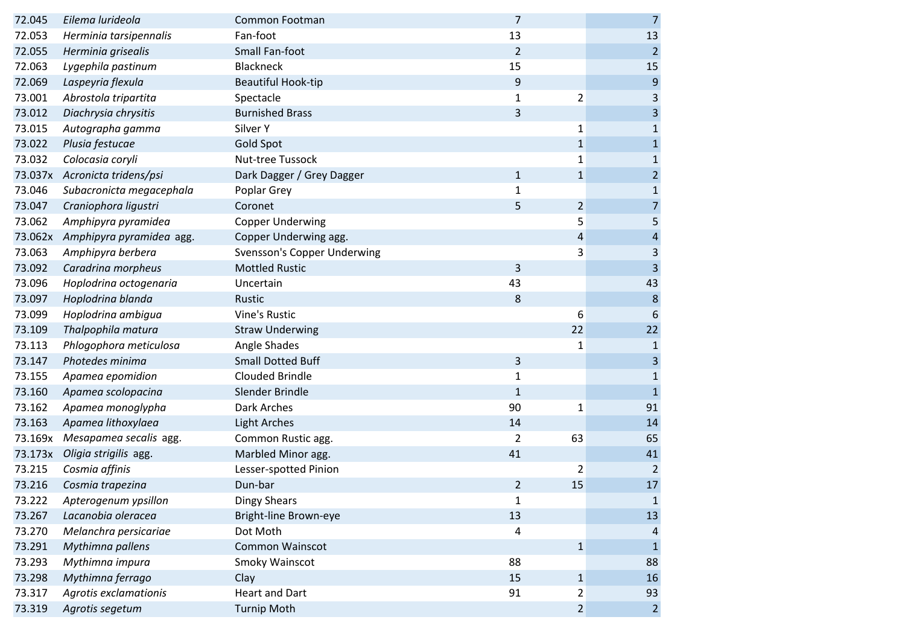| | | | | | |
|---|---|---|---|---|---|
| 72.045 | *Eilema lurideola* | Common Footman | 7 | | 7 |
| 72.053 | *Herminia tarsipennalis* | Fan-foot | 13 | | 13 |
| 72.055 | *Herminia grisealis* | Small Fan-foot | 2 | | 2 |
| 72.063 | *Lygephila pastinum* | Blackneck | 15 | | 15 |
| 72.069 | *Laspeyria flexula* | Beautiful Hook-tip | 9 | | 9 |
| 73.001 | *Abrostola tripartita* | Spectacle | 1 | 2 | 3 |
| 73.012 | *Diachrysia chrysitis* | Burnished Brass | 3 | | 3 |
| 73.015 | *Autographa gamma* | Silver Y | | 1 | 1 |
| 73.022 | *Plusia festucae* | Gold Spot | | 1 | 1 |
| 73.032 | *Colocasia coryli* | Nut-tree Tussock | | 1 | 1 |
| 73.037x | *Acronicta tridens/psi* | Dark Dagger / Grey Dagger | 1 | 1 | 2 |
| 73.046 | *Subacronicta megacephala* | Poplar Grey | 1 | | 1 |
| 73.047 | *Craniophora ligustri* | Coronet | 5 | 2 | 7 |
| 73.062 | *Amphipyra pyramidea* | Copper Underwing | | 5 | 5 |
| 73.062x | *Amphipyra pyramidea* agg. | Copper Underwing agg. | | 4 | 4 |
| 73.063 | *Amphipyra berbera* | Svensson's Copper Underwing | | 3 | 3 |
| 73.092 | *Caradrina morpheus* | Mottled Rustic | 3 | | 3 |
| 73.096 | *Hoplodrina octogenaria* | Uncertain | 43 | | 43 |
| 73.097 | *Hoplodrina blanda* | Rustic | 8 | | 8 |
| 73.099 | *Hoplodrina ambigua* | Vine's Rustic | | 6 | 6 |
| 73.109 | *Thalpophila matura* | Straw Underwing | | 22 | 22 |
| 73.113 | *Phlogophora meticulosa* | Angle Shades | | 1 | 1 |
| 73.147 | *Photedes minima* | Small Dotted Buff | 3 | | 3 |
| 73.155 | *Apamea epomidion* | Clouded Brindle | 1 | | 1 |
| 73.160 | *Apamea scolopacina* | Slender Brindle | 1 | | 1 |
| 73.162 | *Apamea monoglypha* | Dark Arches | 90 | 1 | 91 |
| 73.163 | *Apamea lithoxylaea* | Light Arches | 14 | | 14 |
| 73.169x | *Mesapamea secalis* agg. | Common Rustic agg. | 2 | 63 | 65 |
| 73.173x | *Oligia strigilis* agg. | Marbled Minor agg. | 41 | | 41 |
| 73.215 | *Cosmia affinis* | Lesser-spotted Pinion | | 2 | 2 |
| 73.216 | *Cosmia trapezina* | Dun-bar | 2 | 15 | 17 |
| 73.222 | *Apterogenum ypsillon* | Dingy Shears | 1 | | 1 |
| 73.267 | *Lacanobia oleracea* | Bright-line Brown-eye | 13 | | 13 |
| 73.270 | *Melanchra persicariae* | Dot Moth | 4 | | 4 |
| 73.291 | *Mythimna pallens* | Common Wainscot | | 1 | 1 |
| 73.293 | *Mythimna impura* | Smoky Wainscot | 88 | | 88 |
| 73.298 | *Mythimna ferrago* | Clay | 15 | 1 | 16 |
| 73.317 | *Agrotis exclamationis* | Heart and Dart | 91 | 2 | 93 |
| 73.319 | *Agrotis segetum* | Turnip Moth | | 2 | 2 |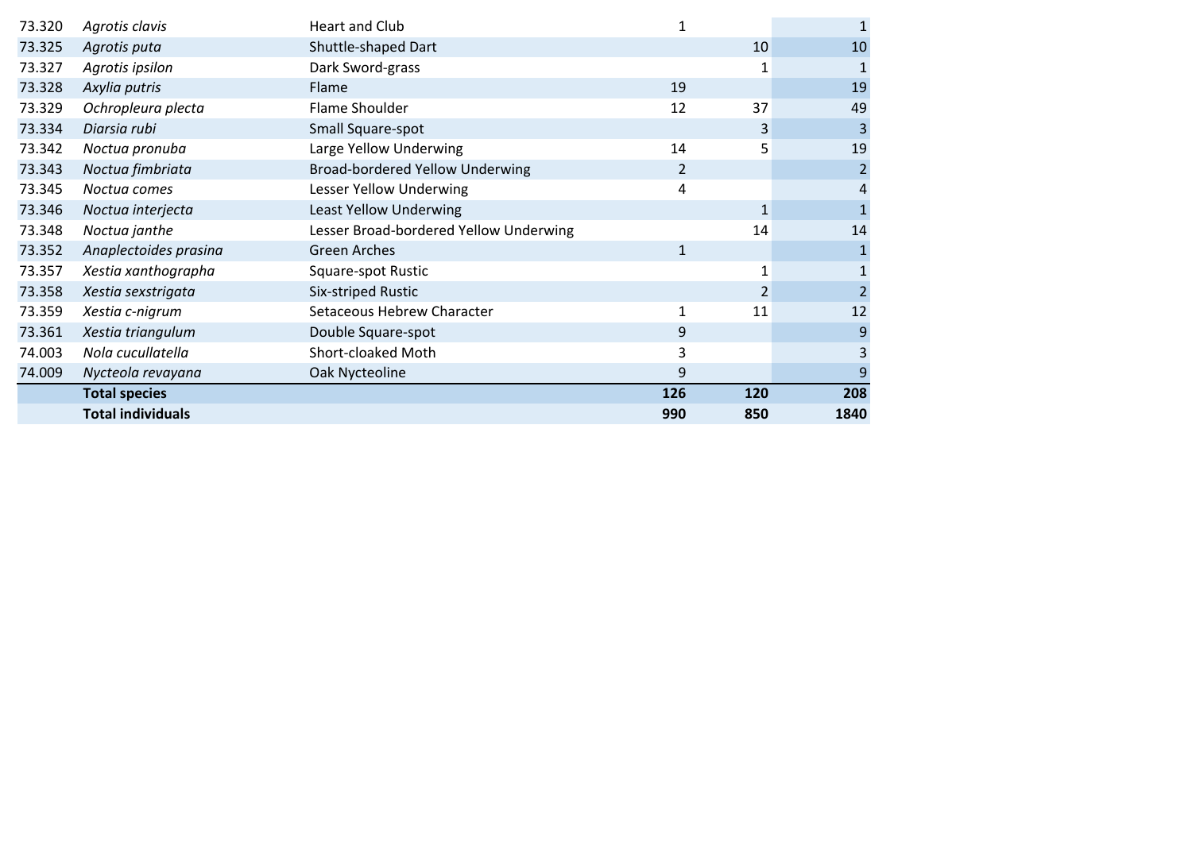| | | | | | |
|---|---|---|---|---|---|
| 73.320 | *Agrotis clavis* | Heart and Club | 1 | | 1 |
| 73.325 | *Agrotis puta* | Shuttle-shaped Dart | | 10 | 10 |
| 73.327 | *Agrotis ipsilon* | Dark Sword-grass | | 1 | 1 |
| 73.328 | *Axylia putris* | Flame | 19 | | 19 |
| 73.329 | *Ochropleura plecta* | Flame Shoulder | 12 | 37 | 49 |
| 73.334 | *Diarsia rubi* | Small Square-spot | | 3 | 3 |
| 73.342 | *Noctua pronuba* | Large Yellow Underwing | 14 | 5 | 19 |
| 73.343 | *Noctua fimbriata* | Broad-bordered Yellow Underwing | 2 | | 2 |
| 73.345 | *Noctua comes* | Lesser Yellow Underwing | 4 | | 4 |
| 73.346 | *Noctua interjecta* | Least Yellow Underwing | | 1 | 1 |
| 73.348 | *Noctua janthe* | Lesser Broad-bordered Yellow Underwing | | 14 | 14 |
| 73.352 | *Anaplectoides prasina* | Green Arches | 1 | | 1 |
| 73.357 | *Xestia xanthographa* | Square-spot Rustic | | 1 | 1 |
| 73.358 | *Xestia sexstrigata* | Six-striped Rustic | | 2 | 2 |
| 73.359 | *Xestia c-nigrum* | Setaceous Hebrew Character | 1 | 11 | 12 |
| 73.361 | *Xestia triangulum* | Double Square-spot | 9 | | 9 |
| 74.003 | *Nola cucullatella* | Short-cloaked Moth | 3 | | 3 |
| 74.009 | *Nycteola revayana* | Oak Nycteoline | 9 | | 9 |
| | **Total species** | | **126** | **120** | **208** |
| | **Total individuals** | | **990** | **850** | **1840** |